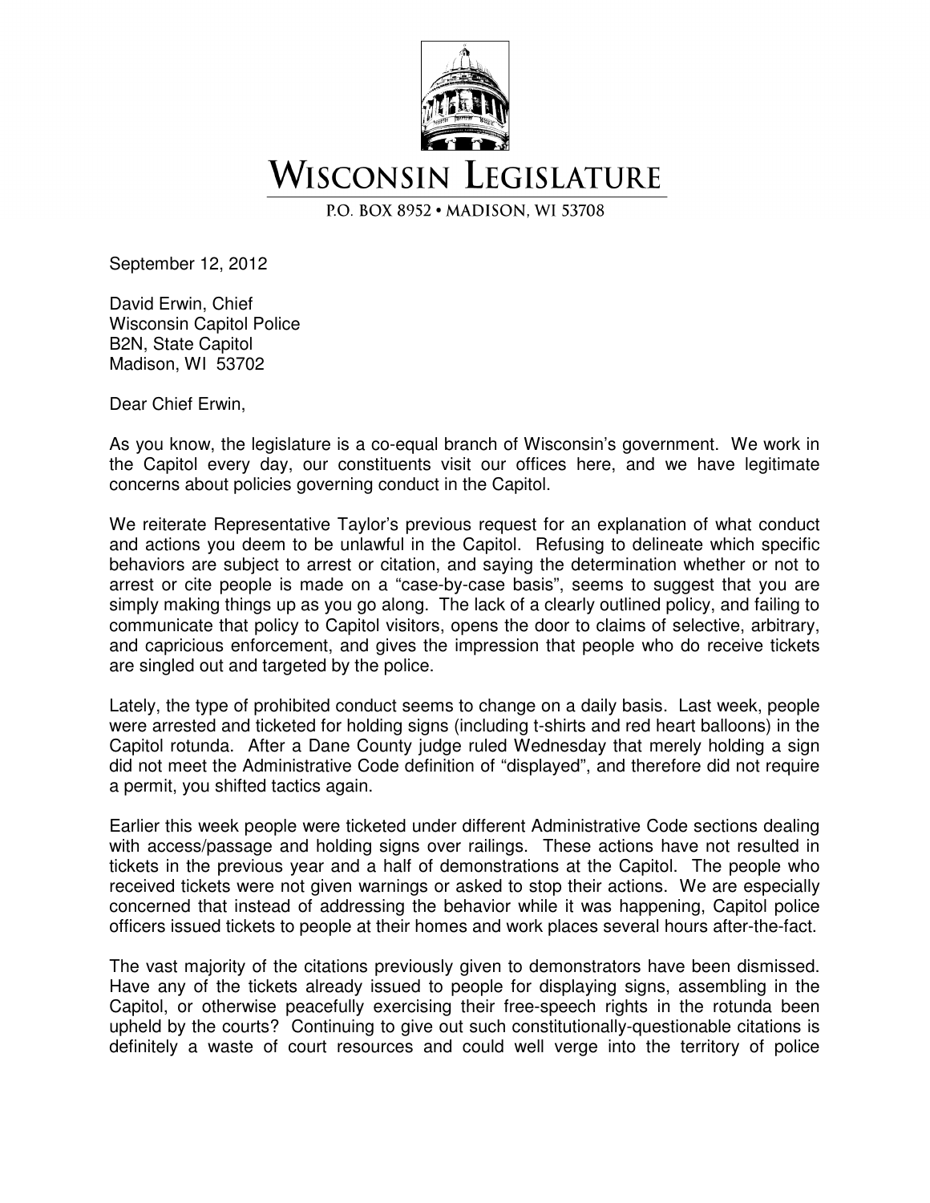# WISCONSIN LEGISLATURE

P.O. BOX 8952 • MADISON, WI 53708

September 12, 2012

David Erwin, Chief
Wisconsin Capitol Police
B2N, State Capitol
Madison, WI 53702

Dear Chief Erwin,

As you know, the legislature is a co-equal branch of Wisconsin's government. We work in the Capitol every day, our constituents visit our offices here, and we have legitimate concerns about policies governing conduct in the Capitol.

We reiterate Representative Taylor's previous request for an explanation of what conduct and actions you deem to be unlawful in the Capitol. Refusing to delineate which specific behaviors are subject to arrest or citation, and saying the determination whether or not to arrest or cite people is made on a "case-by-case basis", seems to suggest that you are simply making things up as you go along. The lack of a clearly outlined policy, and failing to communicate that policy to Capitol visitors, opens the door to claims of selective, arbitrary, and capricious enforcement, and gives the impression that people who do receive tickets are singled out and targeted by the police.

Lately, the type of prohibited conduct seems to change on a daily basis. Last week, people were arrested and ticketed for holding signs (including t-shirts and red heart balloons) in the Capitol rotunda. After a Dane County judge ruled Wednesday that merely holding a sign did not meet the Administrative Code definition of "displayed", and therefore did not require a permit, you shifted tactics again.

Earlier this week people were ticketed under different Administrative Code sections dealing with access/passage and holding signs over railings. These actions have not resulted in tickets in the previous year and a half of demonstrations at the Capitol. The people who received tickets were not given warnings or asked to stop their actions. We are especially concerned that instead of addressing the behavior while it was happening, Capitol police officers issued tickets to people at their homes and work places several hours after-the-fact.

The vast majority of the citations previously given to demonstrators have been dismissed. Have any of the tickets already issued to people for displaying signs, assembling in the Capitol, or otherwise peacefully exercising their free-speech rights in the rotunda been upheld by the courts? Continuing to give out such constitutionally-questionable citations is definitely a waste of court resources and could well verge into the territory of police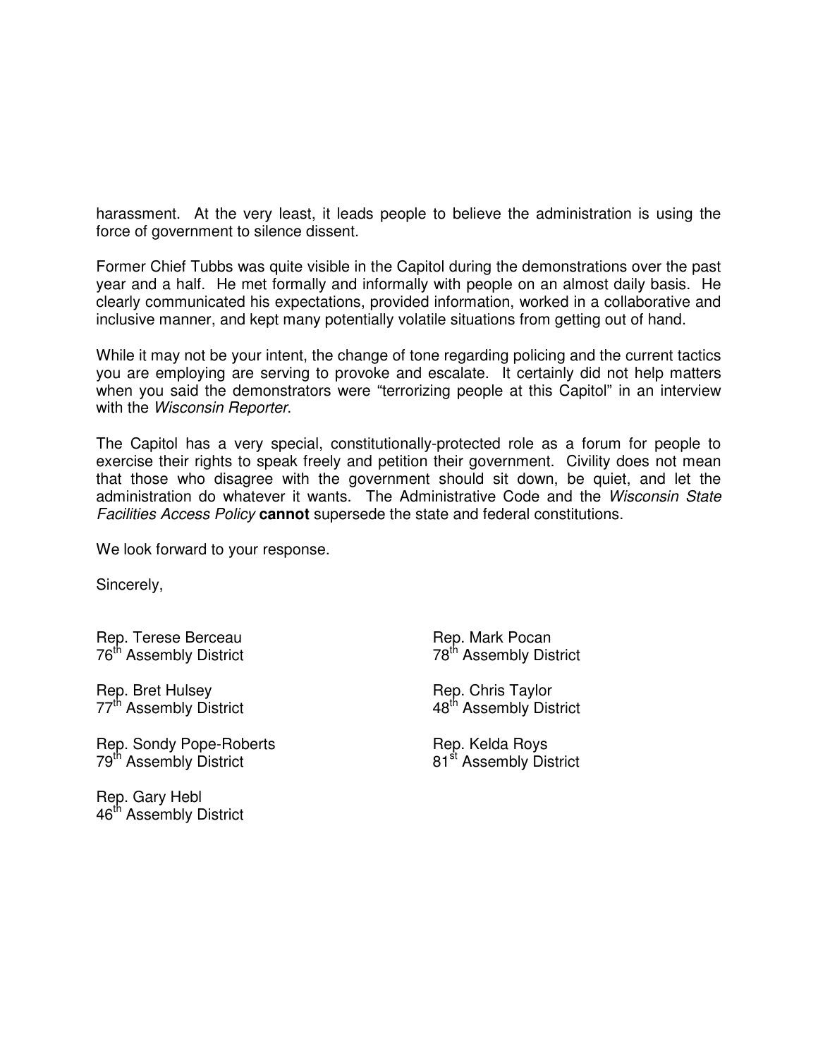harassment. At the very least, it leads people to believe the administration is using the force of government to silence dissent.

Former Chief Tubbs was quite visible in the Capitol during the demonstrations over the past year and a half. He met formally and informally with people on an almost daily basis. He clearly communicated his expectations, provided information, worked in a collaborative and inclusive manner, and kept many potentially volatile situations from getting out of hand.

While it may not be your intent, the change of tone regarding policing and the current tactics you are employing are serving to provoke and escalate. It certainly did not help matters when you said the demonstrators were "terrorizing people at this Capitol" in an interview with the *Wisconsin Reporter*.

The Capitol has a very special, constitutionally-protected role as a forum for people to exercise their rights to speak freely and petition their government. Civility does not mean that those who disagree with the government should sit down, be quiet, and let the administration do whatever it wants. The Administrative Code and the *Wisconsin State Facilities Access Policy* **cannot** supersede the state and federal constitutions.

We look forward to your response.

Sincerely,

Rep. Terese Berceau
76th Assembly District

Rep. Bret Hulsey
77th Assembly District

Rep. Sondy Pope-Roberts
79th Assembly District

Rep. Gary Hebl
46th Assembly District

Rep. Mark Pocan
78th Assembly District

Rep. Chris Taylor
48th Assembly District

Rep. Kelda Roys
81st Assembly District